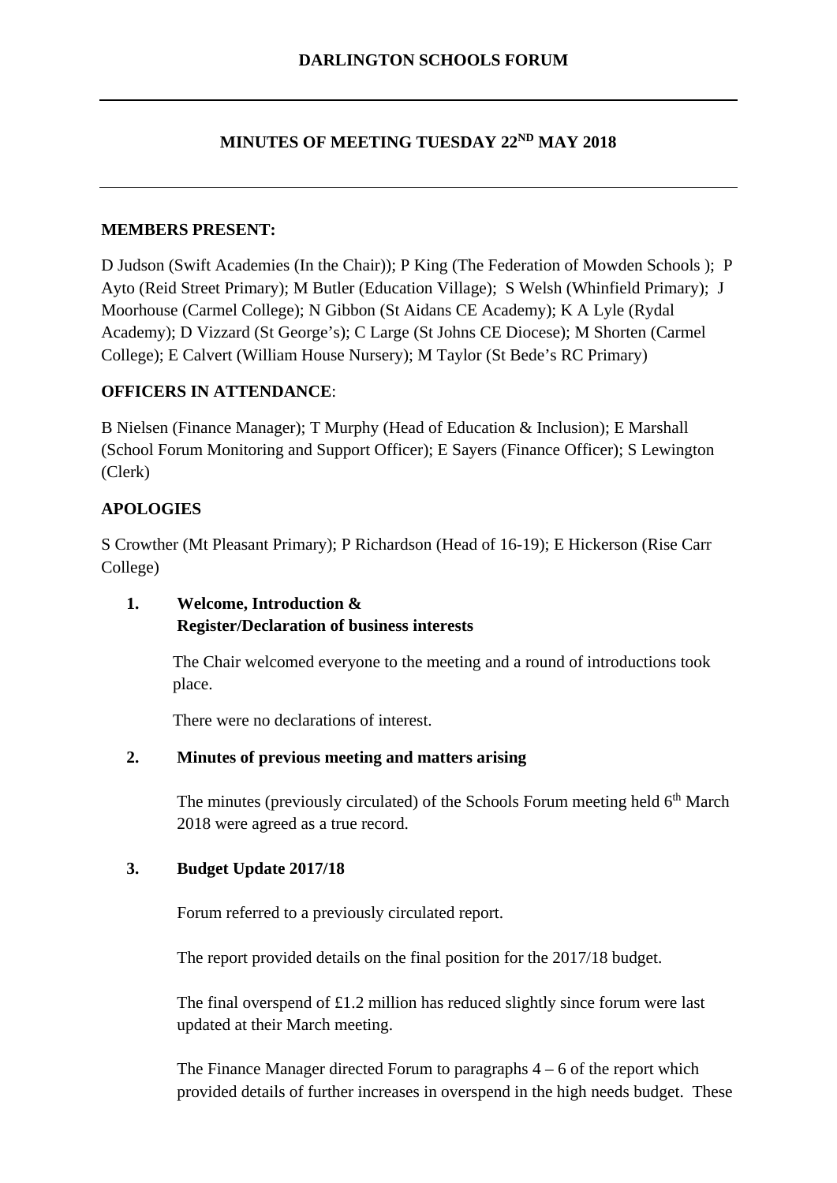# DARLINGTON SCHOOLS FORUM

## MINUTES OF MEETING TUESDAY 22ND MAY 2018

**MEMBERS PRESENT:**

D Judson (Swift Academies (In the Chair)); P King (The Federation of Mowden Schools ); P Ayto (Reid Street Primary); M Butler (Education Village); S Welsh (Whinfield Primary); J Moorhouse (Carmel College); N Gibbon (St Aidans CE Academy); K A Lyle (Rydal Academy); D Vizzard (St George's); C Large (St Johns CE Diocese); M Shorten (Carmel College); E Calvert (William House Nursery); M Taylor (St Bede's RC Primary)

**OFFICERS IN ATTENDANCE**:

B Nielsen (Finance Manager); T Murphy (Head of Education & Inclusion); E Marshall (School Forum Monitoring and Support Officer); E Sayers (Finance Officer); S Lewington (Clerk)

**APOLOGIES**

S Crowther (Mt Pleasant Primary); P Richardson (Head of 16-19); E Hickerson (Rise Carr College)

**1. Welcome, Introduction & Register/Declaration of business interests**

The Chair welcomed everyone to the meeting and a round of introductions took place.

There were no declarations of interest.

**2. Minutes of previous meeting and matters arising**

The minutes (previously circulated) of the Schools Forum meeting held 6th March 2018 were agreed as a true record.

**3. Budget Update 2017/18**

Forum referred to a previously circulated report.

The report provided details on the final position for the 2017/18 budget.

The final overspend of £1.2 million has reduced slightly since forum were last updated at their March meeting.

The Finance Manager directed Forum to paragraphs 4 – 6 of the report which provided details of further increases in overspend in the high needs budget. These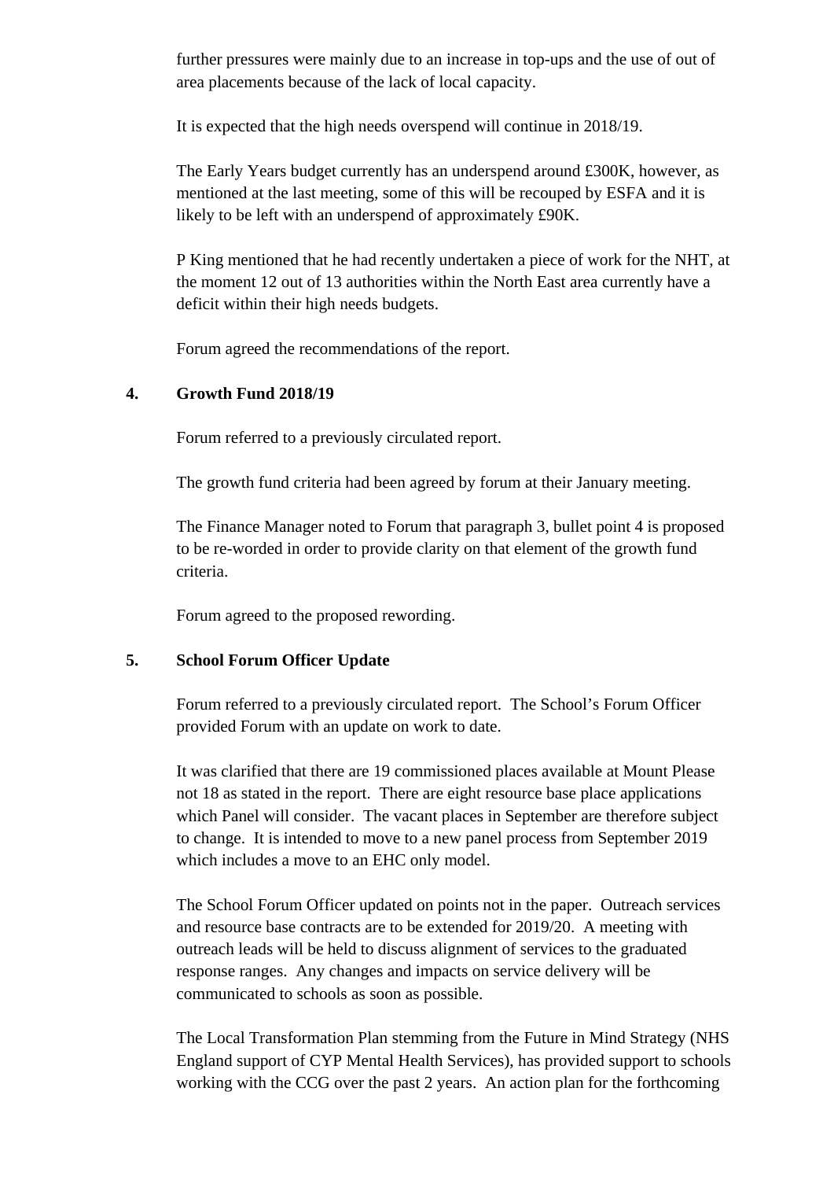further pressures were mainly due to an increase in top-ups and the use of out of area placements because of the lack of local capacity.

It is expected that the high needs overspend will continue in 2018/19.

The Early Years budget currently has an underspend around £300K, however, as mentioned at the last meeting, some of this will be recouped by ESFA and it is likely to be left with an underspend of approximately £90K.

P King mentioned that he had recently undertaken a piece of work for the NHT, at the moment 12 out of 13 authorities within the North East area currently have a deficit within their high needs budgets.

Forum agreed the recommendations of the report.

## 4. Growth Fund 2018/19

Forum referred to a previously circulated report.

The growth fund criteria had been agreed by forum at their January meeting.

The Finance Manager noted to Forum that paragraph 3, bullet point 4 is proposed to be re-worded in order to provide clarity on that element of the growth fund criteria.

Forum agreed to the proposed rewording.

## 5. School Forum Officer Update

Forum referred to a previously circulated report. The School's Forum Officer provided Forum with an update on work to date.

It was clarified that there are 19 commissioned places available at Mount Please not 18 as stated in the report. There are eight resource base place applications which Panel will consider. The vacant places in September are therefore subject to change. It is intended to move to a new panel process from September 2019 which includes a move to an EHC only model.

The School Forum Officer updated on points not in the paper. Outreach services and resource base contracts are to be extended for 2019/20. A meeting with outreach leads will be held to discuss alignment of services to the graduated response ranges. Any changes and impacts on service delivery will be communicated to schools as soon as possible.

The Local Transformation Plan stemming from the Future in Mind Strategy (NHS England support of CYP Mental Health Services), has provided support to schools working with the CCG over the past 2 years. An action plan for the forthcoming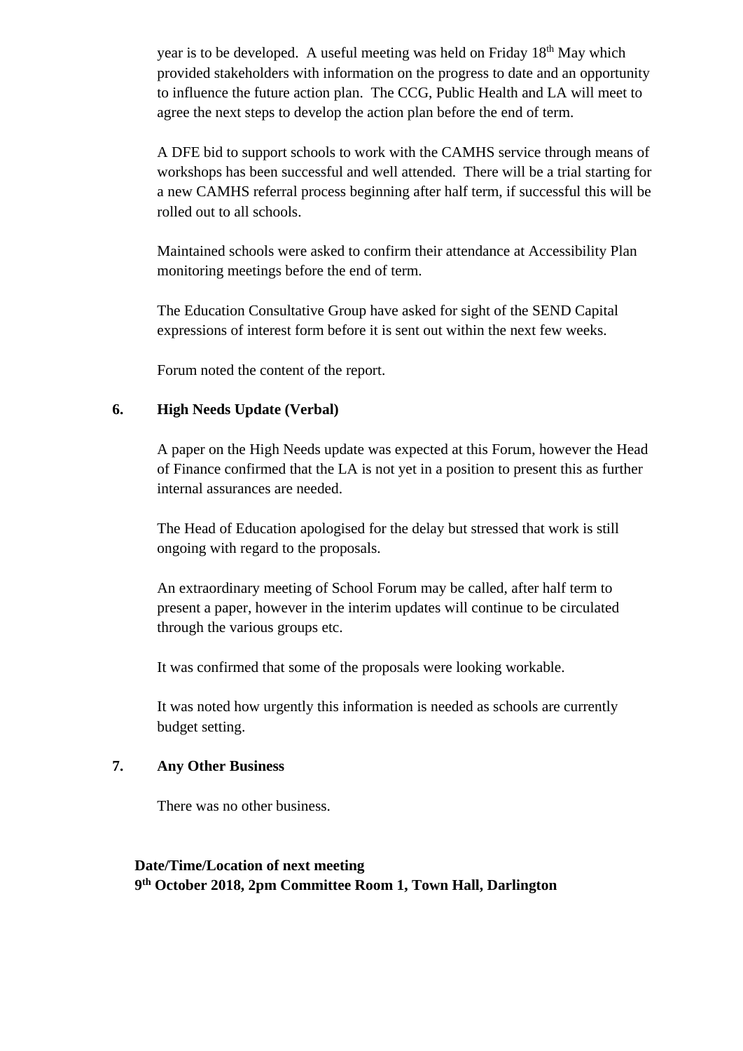year is to be developed. A useful meeting was held on Friday 18th May which provided stakeholders with information on the progress to date and an opportunity to influence the future action plan. The CCG, Public Health and LA will meet to agree the next steps to develop the action plan before the end of term.

A DFE bid to support schools to work with the CAMHS service through means of workshops has been successful and well attended. There will be a trial starting for a new CAMHS referral process beginning after half term, if successful this will be rolled out to all schools.

Maintained schools were asked to confirm their attendance at Accessibility Plan monitoring meetings before the end of term.

The Education Consultative Group have asked for sight of the SEND Capital expressions of interest form before it is sent out within the next few weeks.

Forum noted the content of the report.

**6. High Needs Update (Verbal)**

A paper on the High Needs update was expected at this Forum, however the Head of Finance confirmed that the LA is not yet in a position to present this as further internal assurances are needed.

The Head of Education apologised for the delay but stressed that work is still ongoing with regard to the proposals.

An extraordinary meeting of School Forum may be called, after half term to present a paper, however in the interim updates will continue to be circulated through the various groups etc.

It was confirmed that some of the proposals were looking workable.

It was noted how urgently this information is needed as schools are currently budget setting.

**7. Any Other Business**

There was no other business.

**Date/Time/Location of next meeting**
**9th October 2018, 2pm Committee Room 1, Town Hall, Darlington**